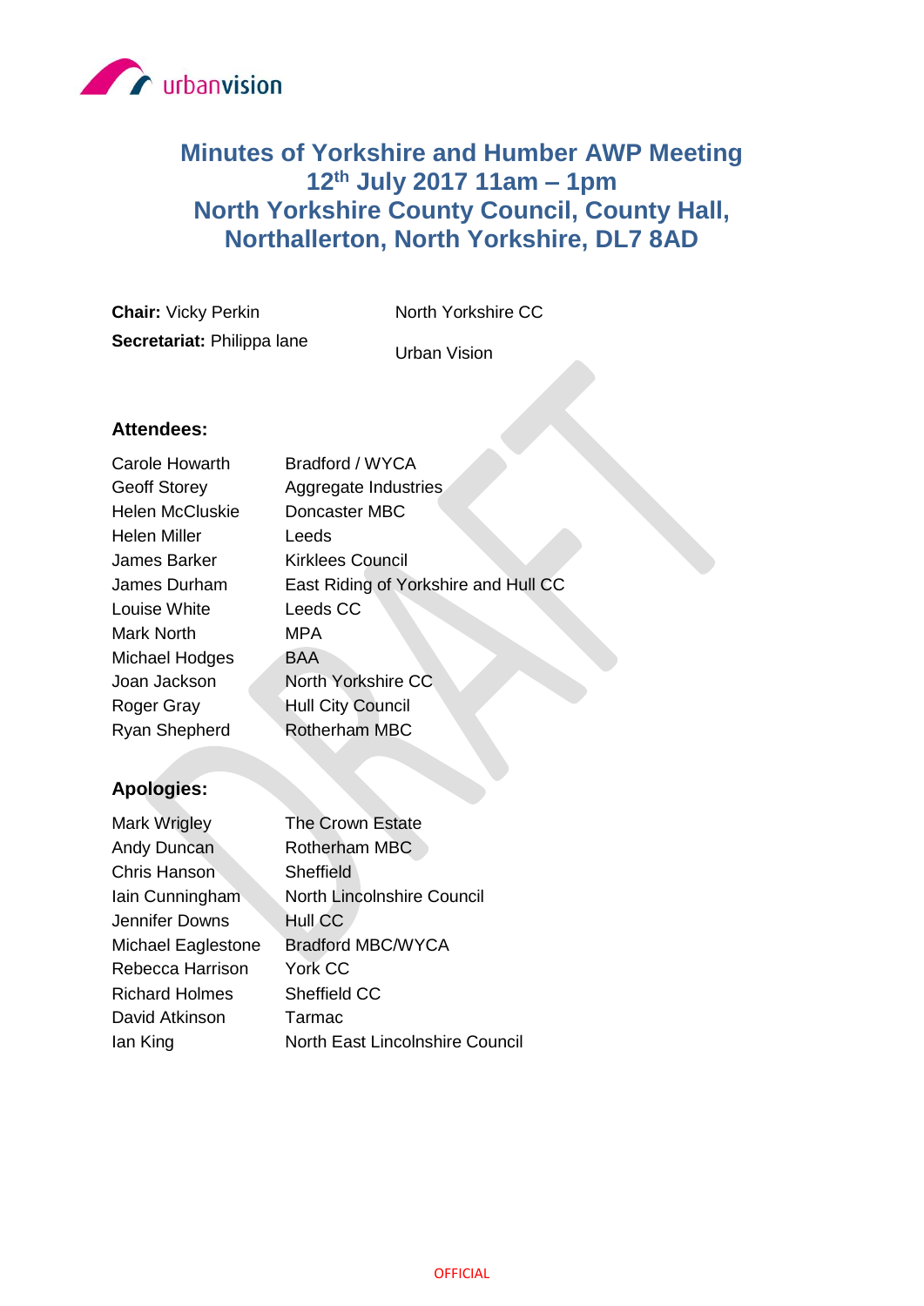# Minutes of Yorkshire and Humber AWP Meeting 12th July 2017 11am – 1pm North Yorkshire County Council, County Hall, Northallerton, North Yorkshire, DL7 8AD

**Chair:** Vicky Perkin — North Yorkshire CC
**Secretariat:** Philippa lane — Urban Vision

**Attendees:**

| | |
|---|---|
| Carole Howarth | Bradford / WYCA |
| Geoff Storey | Aggregate Industries |
| Helen McCluskie | Doncaster MBC |
| Helen Miller | Leeds |
| James Barker | Kirklees Council |
| James Durham | East Riding of Yorkshire and Hull CC |
| Louise White | Leeds CC |
| Mark North | MPA |
| Michael Hodges | BAA |
| Joan Jackson | North Yorkshire CC |
| Roger Gray | Hull City Council |
| Ryan Shepherd | Rotherham MBC |

**Apologies:**

| | |
|---|---|
| Mark Wrigley | The Crown Estate |
| Andy Duncan | Rotherham MBC |
| Chris Hanson | Sheffield |
| Iain Cunningham | North Lincolnshire Council |
| Jennifer Downs | Hull CC |
| Michael Eaglestone | Bradford MBC/WYCA |
| Rebecca Harrison | York CC |
| Richard Holmes | Sheffield CC |
| David Atkinson | Tarmac |
| Ian King | North East Lincolnshire Council |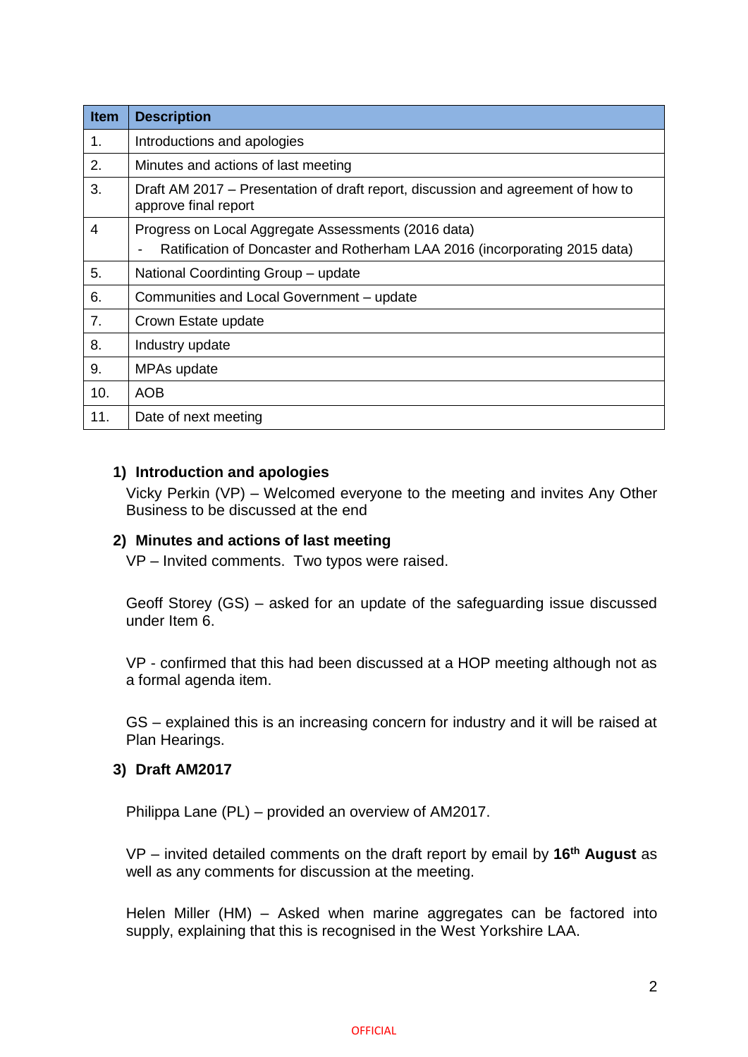| Item | Description |
| --- | --- |
| 1. | Introductions and apologies |
| 2. | Minutes and actions of last meeting |
| 3. | Draft AM 2017 – Presentation of draft report, discussion and agreement of how to approve final report |
| 4 | Progress on Local Aggregate Assessments (2016 data)<br>- Ratification of Doncaster and Rotherham LAA 2016 (incorporating 2015 data) |
| 5. | National Coordinting Group – update |
| 6. | Communities and Local Government – update |
| 7. | Crown Estate update |
| 8. | Industry update |
| 9. | MPAs update |
| 10. | AOB |
| 11. | Date of next meeting |

**1) Introduction and apologies**

Vicky Perkin (VP) – Welcomed everyone to the meeting and invites Any Other Business to be discussed at the end

**2) Minutes and actions of last meeting**

VP – Invited comments. Two typos were raised.

Geoff Storey (GS) – asked for an update of the safeguarding issue discussed under Item 6.

VP - confirmed that this had been discussed at a HOP meeting although not as a formal agenda item.

GS – explained this is an increasing concern for industry and it will be raised at Plan Hearings.

**3) Draft AM2017**

Philippa Lane (PL) – provided an overview of AM2017.

VP – invited detailed comments on the draft report by email by **16th August** as well as any comments for discussion at the meeting.

Helen Miller (HM) – Asked when marine aggregates can be factored into supply, explaining that this is recognised in the West Yorkshire LAA.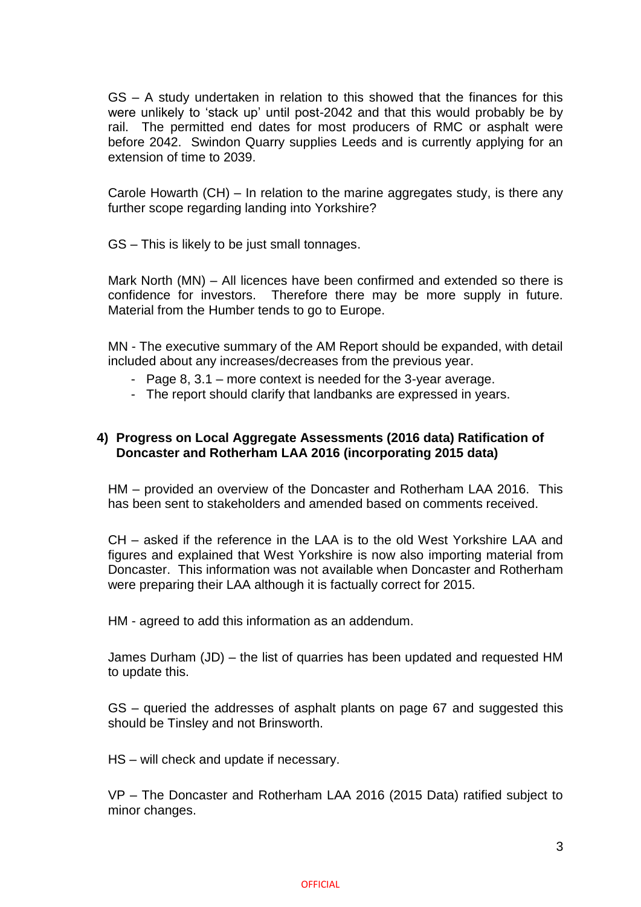GS – A study undertaken in relation to this showed that the finances for this were unlikely to 'stack up' until post-2042 and that this would probably be by rail. The permitted end dates for most producers of RMC or asphalt were before 2042. Swindon Quarry supplies Leeds and is currently applying for an extension of time to 2039.

Carole Howarth (CH) – In relation to the marine aggregates study, is there any further scope regarding landing into Yorkshire?

GS – This is likely to be just small tonnages.

Mark North (MN) – All licences have been confirmed and extended so there is confidence for investors. Therefore there may be more supply in future. Material from the Humber tends to go to Europe.

MN - The executive summary of the AM Report should be expanded, with detail included about any increases/decreases from the previous year.

- Page 8, 3.1 – more context is needed for the 3-year average.
- The report should clarify that landbanks are expressed in years.

## 4) Progress on Local Aggregate Assessments (2016 data) Ratification of Doncaster and Rotherham LAA 2016 (incorporating 2015 data)

HM – provided an overview of the Doncaster and Rotherham LAA 2016. This has been sent to stakeholders and amended based on comments received.

CH – asked if the reference in the LAA is to the old West Yorkshire LAA and figures and explained that West Yorkshire is now also importing material from Doncaster. This information was not available when Doncaster and Rotherham were preparing their LAA although it is factually correct for 2015.

HM - agreed to add this information as an addendum.

James Durham (JD) – the list of quarries has been updated and requested HM to update this.

GS – queried the addresses of asphalt plants on page 67 and suggested this should be Tinsley and not Brinsworth.

HS – will check and update if necessary.

VP – The Doncaster and Rotherham LAA 2016 (2015 Data) ratified subject to minor changes.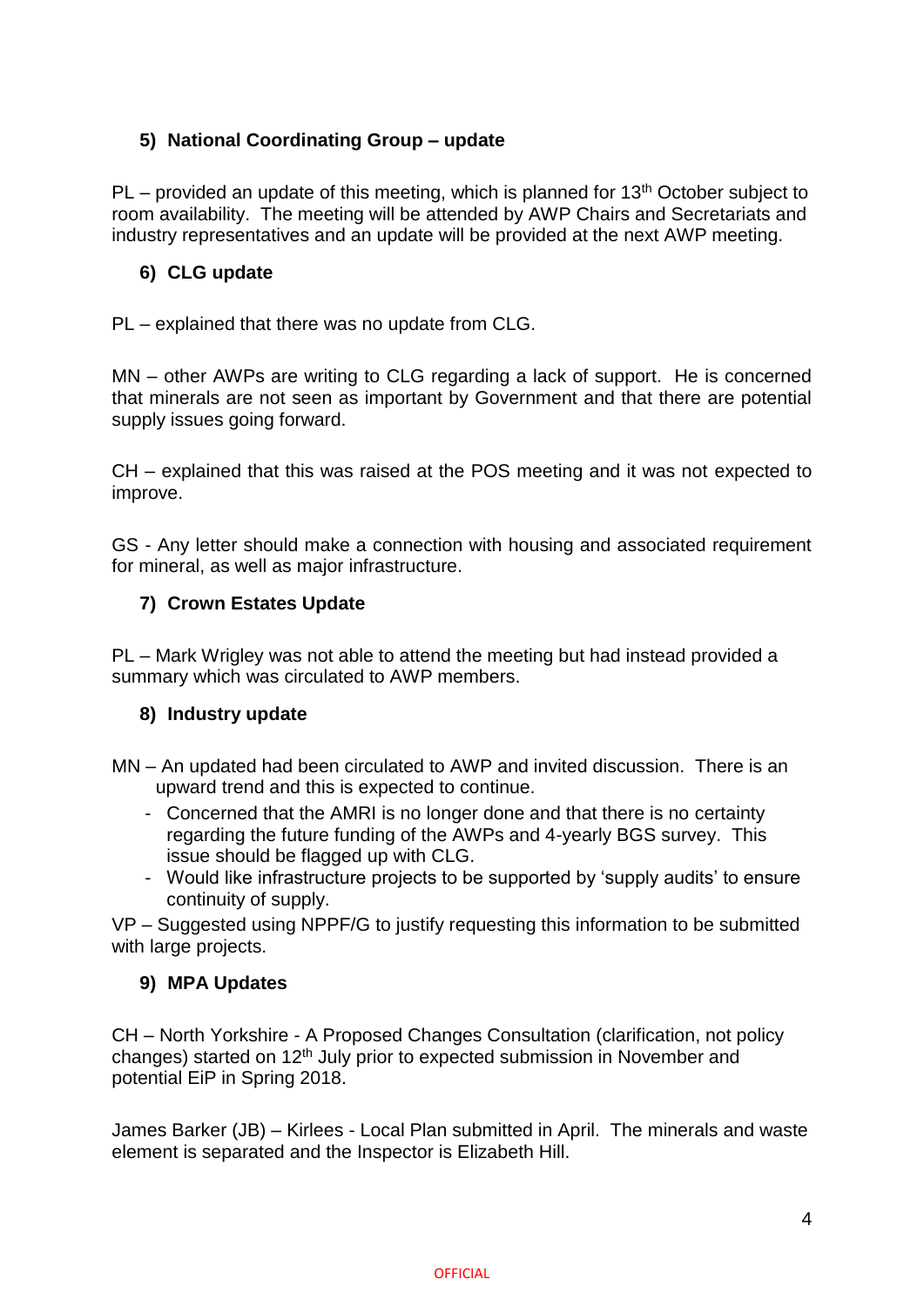### 5) National Coordinating Group – update

PL – provided an update of this meeting, which is planned for 13th October subject to room availability. The meeting will be attended by AWP Chairs and Secretariats and industry representatives and an update will be provided at the next AWP meeting.

### 6) CLG update

PL – explained that there was no update from CLG.

MN – other AWPs are writing to CLG regarding a lack of support. He is concerned that minerals are not seen as important by Government and that there are potential supply issues going forward.

CH – explained that this was raised at the POS meeting and it was not expected to improve.

GS - Any letter should make a connection with housing and associated requirement for mineral, as well as major infrastructure.

### 7) Crown Estates Update

PL – Mark Wrigley was not able to attend the meeting but had instead provided a summary which was circulated to AWP members.

### 8) Industry update

MN – An updated had been circulated to AWP and invited discussion. There is an upward trend and this is expected to continue.

- Concerned that the AMRI is no longer done and that there is no certainty regarding the future funding of the AWPs and 4-yearly BGS survey. This issue should be flagged up with CLG.
- Would like infrastructure projects to be supported by 'supply audits' to ensure continuity of supply.

VP – Suggested using NPPF/G to justify requesting this information to be submitted with large projects.

### 9) MPA Updates

CH – North Yorkshire - A Proposed Changes Consultation (clarification, not policy changes) started on 12th July prior to expected submission in November and potential EiP in Spring 2018.

James Barker (JB) – Kirlees - Local Plan submitted in April. The minerals and waste element is separated and the Inspector is Elizabeth Hill.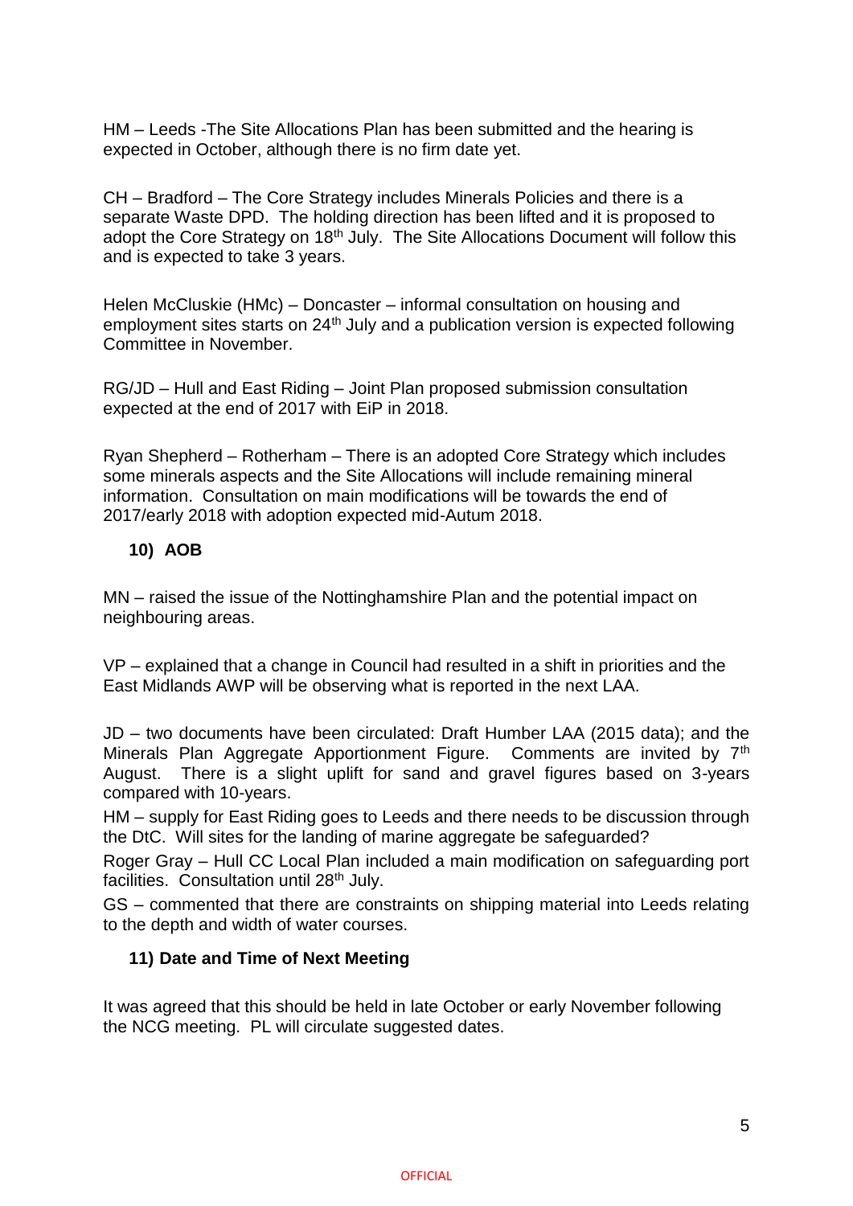HM – Leeds -The Site Allocations Plan has been submitted and the hearing is expected in October, although there is no firm date yet.

CH – Bradford – The Core Strategy includes Minerals Policies and there is a separate Waste DPD. The holding direction has been lifted and it is proposed to adopt the Core Strategy on 18th July. The Site Allocations Document will follow this and is expected to take 3 years.

Helen McCluskie (HMc) – Doncaster – informal consultation on housing and employment sites starts on 24th July and a publication version is expected following Committee in November.

RG/JD – Hull and East Riding – Joint Plan proposed submission consultation expected at the end of 2017 with EiP in 2018.

Ryan Shepherd – Rotherham – There is an adopted Core Strategy which includes some minerals aspects and the Site Allocations will include remaining mineral information. Consultation on main modifications will be towards the end of 2017/early 2018 with adoption expected mid-Autum 2018.

**10) AOB**

MN – raised the issue of the Nottinghamshire Plan and the potential impact on neighbouring areas.

VP – explained that a change in Council had resulted in a shift in priorities and the East Midlands AWP will be observing what is reported in the next LAA.

JD – two documents have been circulated: Draft Humber LAA (2015 data); and the Minerals Plan Aggregate Apportionment Figure. Comments are invited by 7th August. There is a slight uplift for sand and gravel figures based on 3-years compared with 10-years.

HM – supply for East Riding goes to Leeds and there needs to be discussion through the DtC. Will sites for the landing of marine aggregate be safeguarded?

Roger Gray – Hull CC Local Plan included a main modification on safeguarding port facilities. Consultation until 28th July.

GS – commented that there are constraints on shipping material into Leeds relating to the depth and width of water courses.

**11) Date and Time of Next Meeting**

It was agreed that this should be held in late October or early November following the NCG meeting. PL will circulate suggested dates.

OFFICIAL